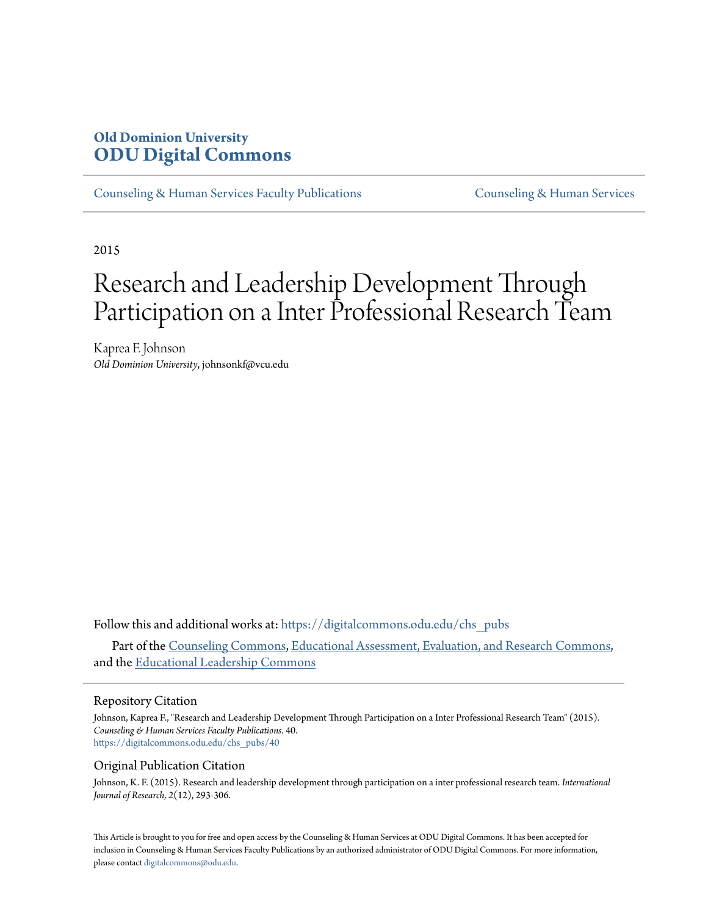**Old Dominion University**
# ODU Digital Commons

Counseling & Human Services Faculty Publications | Counseling & Human Services

2015

# Research and Leadership Development Through Participation on a Inter Professional Research Team

Kaprea F. Johnson
*Old Dominion University*, johnsonkf@vcu.edu

Follow this and additional works at: https://digitalcommons.odu.edu/chs_pubs

Part of the Counseling Commons, Educational Assessment, Evaluation, and Research Commons, and the Educational Leadership Commons

## Repository Citation

Johnson, Kaprea F., "Research and Leadership Development Through Participation on a Inter Professional Research Team" (2015). *Counseling & Human Services Faculty Publications*. 40.
https://digitalcommons.odu.edu/chs_pubs/40

## Original Publication Citation

Johnson, K. F. (2015). Research and leadership development through participation on a inter professional research team. *International Journal of Research, 2*(12), 293-306.

This Article is brought to you for free and open access by the Counseling & Human Services at ODU Digital Commons. It has been accepted for inclusion in Counseling & Human Services Faculty Publications by an authorized administrator of ODU Digital Commons. For more information, please contact digitalcommons@odu.edu.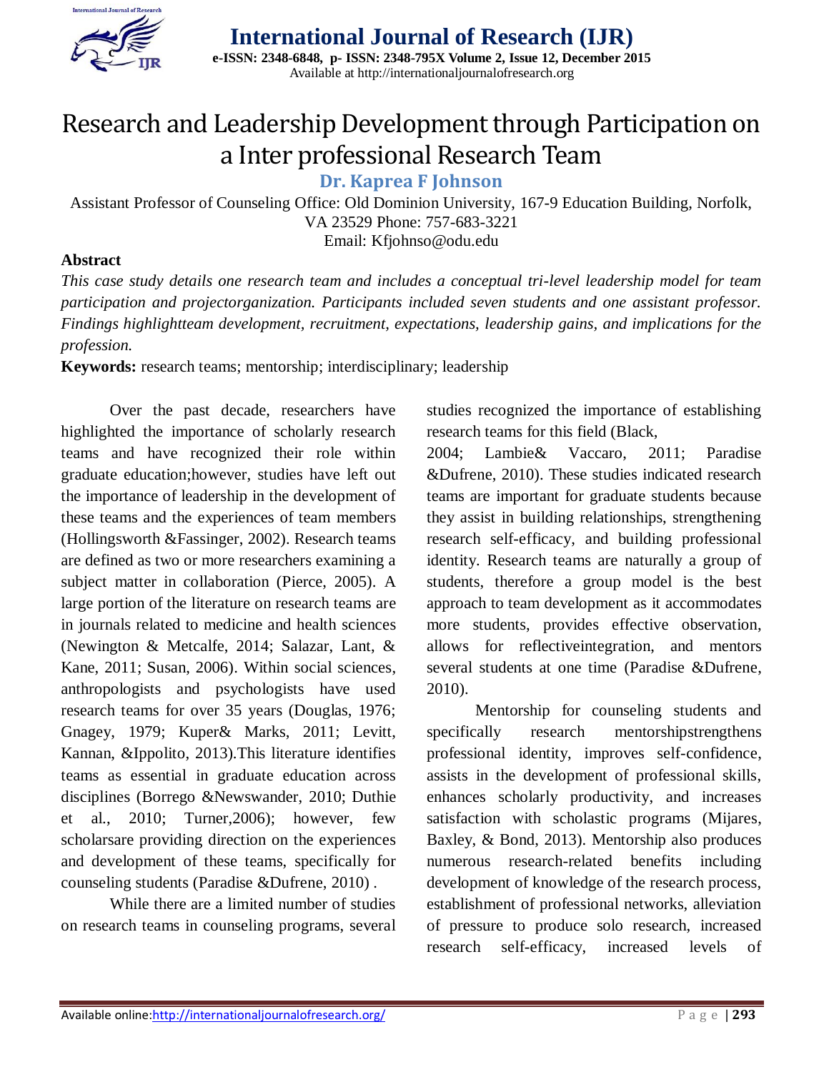# Research and Leadership Development through Participation on a Inter professional Research Team

**Dr. Kaprea F Johnson**

Assistant Professor of Counseling Office: Old Dominion University, 167-9 Education Building, Norfolk, VA 23529 Phone: 757-683-3221
Email: Kfjohnso@odu.edu

## Abstract

*This case study details one research team and includes a conceptual tri-level leadership model for team participation and projectorganization. Participants included seven students and one assistant professor. Findings highlightteam development, recruitment, expectations, leadership gains, and implications for the profession.*

**Keywords:** research teams; mentorship; interdisciplinary; leadership

Over the past decade, researchers have highlighted the importance of scholarly research teams and have recognized their role within graduate education;however, studies have left out the importance of leadership in the development of these teams and the experiences of team members (Hollingsworth &Fassinger, 2002). Research teams are defined as two or more researchers examining a subject matter in collaboration (Pierce, 2005). A large portion of the literature on research teams are in journals related to medicine and health sciences (Newington & Metcalfe, 2014; Salazar, Lant, & Kane, 2011; Susan, 2006). Within social sciences, anthropologists and psychologists have used research teams for over 35 years (Douglas, 1976; Gnagey, 1979; Kuper& Marks, 2011; Levitt, Kannan, &Ippolito, 2013).This literature identifies teams as essential in graduate education across disciplines (Borrego &Newswander, 2010; Duthie et al., 2010; Turner,2006); however, few scholarsare providing direction on the experiences and development of these teams, specifically for counseling students (Paradise &Dufrene, 2010) .

While there are a limited number of studies on research teams in counseling programs, several studies recognized the importance of establishing research teams for this field (Black, 2004; Lambie& Vaccaro, 2011; Paradise &Dufrene, 2010). These studies indicated research teams are important for graduate students because they assist in building relationships, strengthening research self-efficacy, and building professional identity. Research teams are naturally a group of students, therefore a group model is the best approach to team development as it accommodates more students, provides effective observation, allows for reflectiveintegration, and mentors several students at one time (Paradise &Dufrene, 2010).

Mentorship for counseling students and specifically research mentorshipstrengthens professional identity, improves self-confidence, assists in the development of professional skills, enhances scholarly productivity, and increases satisfaction with scholastic programs (Mijares, Baxley, & Bond, 2013). Mentorship also produces numerous research-related benefits including development of knowledge of the research process, establishment of professional networks, alleviation of pressure to produce solo research, increased research self-efficacy, increased levels of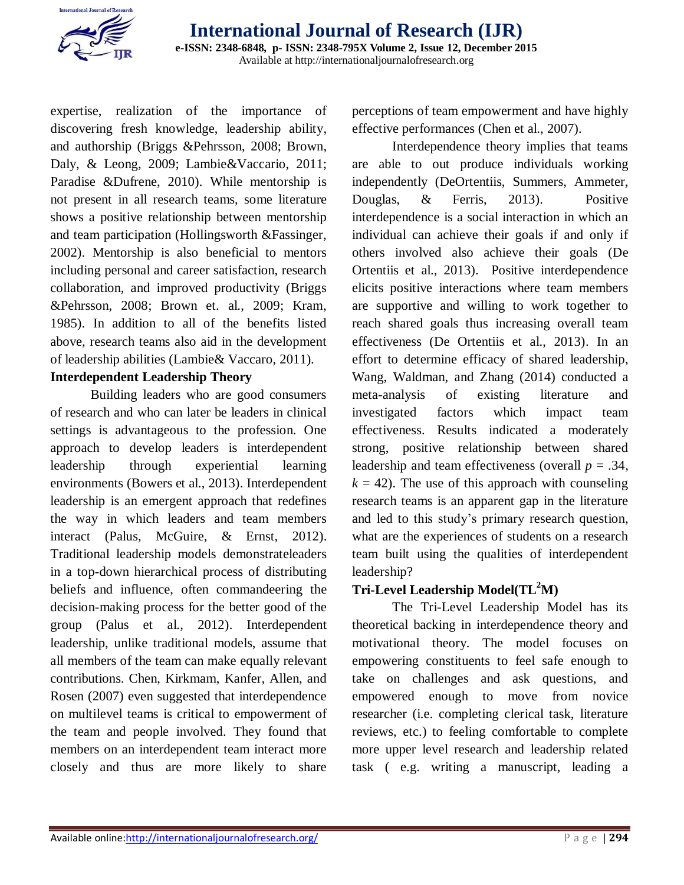expertise, realization of the importance of discovering fresh knowledge, leadership ability, and authorship (Briggs &Pehrsson, 2008; Brown, Daly, & Leong, 2009; Lambie&Vaccario, 2011; Paradise &Dufrene, 2010). While mentorship is not present in all research teams, some literature shows a positive relationship between mentorship and team participation (Hollingsworth &Fassinger, 2002). Mentorship is also beneficial to mentors including personal and career satisfaction, research collaboration, and improved productivity (Briggs &Pehrsson, 2008; Brown et. al., 2009; Kram, 1985). In addition to all of the benefits listed above, research teams also aid in the development of leadership abilities (Lambie& Vaccaro, 2011).

**Interdependent Leadership Theory**

Building leaders who are good consumers of research and who can later be leaders in clinical settings is advantageous to the profession. One approach to develop leaders is interdependent leadership through experiential learning environments (Bowers et al., 2013). Interdependent leadership is an emergent approach that redefines the way in which leaders and team members interact (Palus, McGuire, & Ernst, 2012). Traditional leadership models demonstrateleaders in a top-down hierarchical process of distributing beliefs and influence, often commandeering the decision-making process for the better good of the group (Palus et al., 2012). Interdependent leadership, unlike traditional models, assume that all members of the team can make equally relevant contributions. Chen, Kirkmam, Kanfer, Allen, and Rosen (2007) even suggested that interdependence on multilevel teams is critical to empowerment of the team and people involved. They found that members on an interdependent team interact more closely and thus are more likely to share perceptions of team empowerment and have highly effective performances (Chen et al., 2007).

Interdependence theory implies that teams are able to out produce individuals working independently (DeOrtentiis, Summers, Ammeter, Douglas, & Ferris, 2013). Positive interdependence is a social interaction in which an individual can achieve their goals if and only if others involved also achieve their goals (De Ortentiis et al., 2013). Positive interdependence elicits positive interactions where team members are supportive and willing to work together to reach shared goals thus increasing overall team effectiveness (De Ortentiis et al., 2013). In an effort to determine efficacy of shared leadership, Wang, Waldman, and Zhang (2014) conducted a meta-analysis of existing literature and investigated factors which impact team effectiveness. Results indicated a moderately strong, positive relationship between shared leadership and team effectiveness (overall $p = .34$, $k = 42$). The use of this approach with counseling research teams is an apparent gap in the literature and led to this study's primary research question, what are the experiences of students on a research team built using the qualities of interdependent leadership?

**Tri-Level Leadership Model(TL$^2$M)**

The Tri-Level Leadership Model has its theoretical backing in interdependence theory and motivational theory. The model focuses on empowering constituents to feel safe enough to take on challenges and ask questions, and empowered enough to move from novice researcher (i.e. completing clerical task, literature reviews, etc.) to feeling comfortable to complete more upper level research and leadership related task ( e.g. writing a manuscript, leading a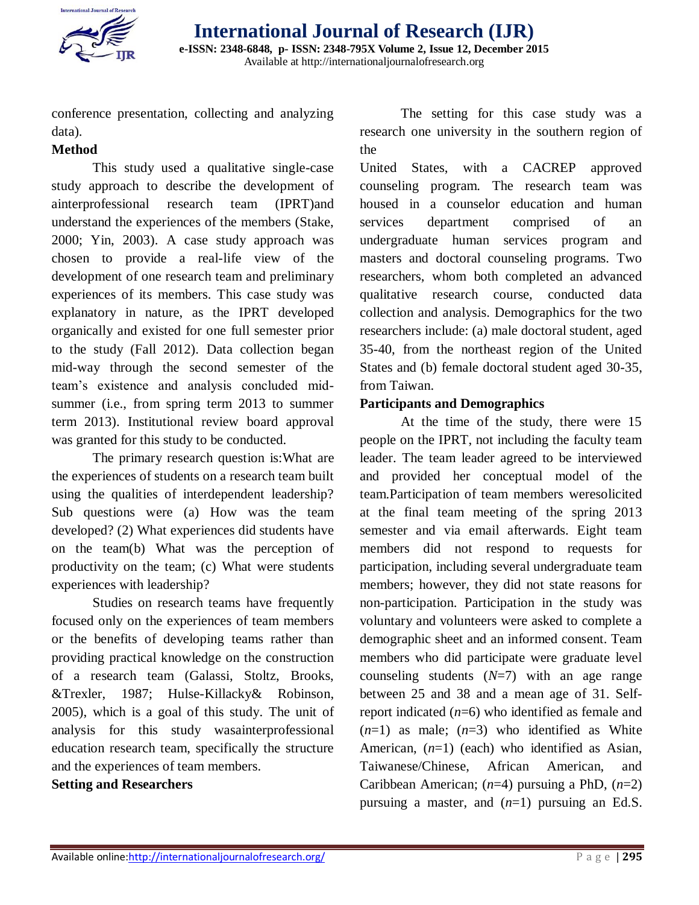conference presentation, collecting and analyzing data).

**Method**

This study used a qualitative single-case study approach to describe the development of ainterprofessional research team (IPRT)and understand the experiences of the members (Stake, 2000; Yin, 2003). A case study approach was chosen to provide a real-life view of the development of one research team and preliminary experiences of its members. This case study was explanatory in nature, as the IPRT developed organically and existed for one full semester prior to the study (Fall 2012). Data collection began mid-way through the second semester of the team's existence and analysis concluded mid-summer (i.e., from spring term 2013 to summer term 2013). Institutional review board approval was granted for this study to be conducted.

The primary research question is:What are the experiences of students on a research team built using the qualities of interdependent leadership? Sub questions were (a) How was the team developed? (2) What experiences did students have on the team(b) What was the perception of productivity on the team; (c) What were students experiences with leadership?

Studies on research teams have frequently focused only on the experiences of team members or the benefits of developing teams rather than providing practical knowledge on the construction of a research team (Galassi, Stoltz, Brooks, &Trexler, 1987; Hulse-Killacky& Robinson, 2005), which is a goal of this study. The unit of analysis for this study wasainterprofessional education research team, specifically the structure and the experiences of team members.

**Setting and Researchers**

The setting for this case study was a research one university in the southern region of the United States, with a CACREP approved counseling program. The research team was housed in a counselor education and human services department comprised of an undergraduate human services program and masters and doctoral counseling programs. Two researchers, whom both completed an advanced qualitative research course, conducted data collection and analysis. Demographics for the two researchers include: (a) male doctoral student, aged 35-40, from the northeast region of the United States and (b) female doctoral student aged 30-35, from Taiwan.

**Participants and Demographics**

At the time of the study, there were 15 people on the IPRT, not including the faculty team leader. The team leader agreed to be interviewed and provided her conceptual model of the team.Participation of team members weresolicited at the final team meeting of the spring 2013 semester and via email afterwards. Eight team members did not respond to requests for participation, including several undergraduate team members; however, they did not state reasons for non-participation. Participation in the study was voluntary and volunteers were asked to complete a demographic sheet and an informed consent. Team members who did participate were graduate level counseling students ($N$=7) with an age range between 25 and 38 and a mean age of 31. Self-report indicated ($n$=6) who identified as female and ($n$=1) as male; ($n$=3) who identified as White American, ($n$=1) (each) who identified as Asian, Taiwanese/Chinese, African American, and Caribbean American; ($n$=4) pursuing a PhD, ($n$=2) pursuing a master, and ($n$=1) pursuing an Ed.S.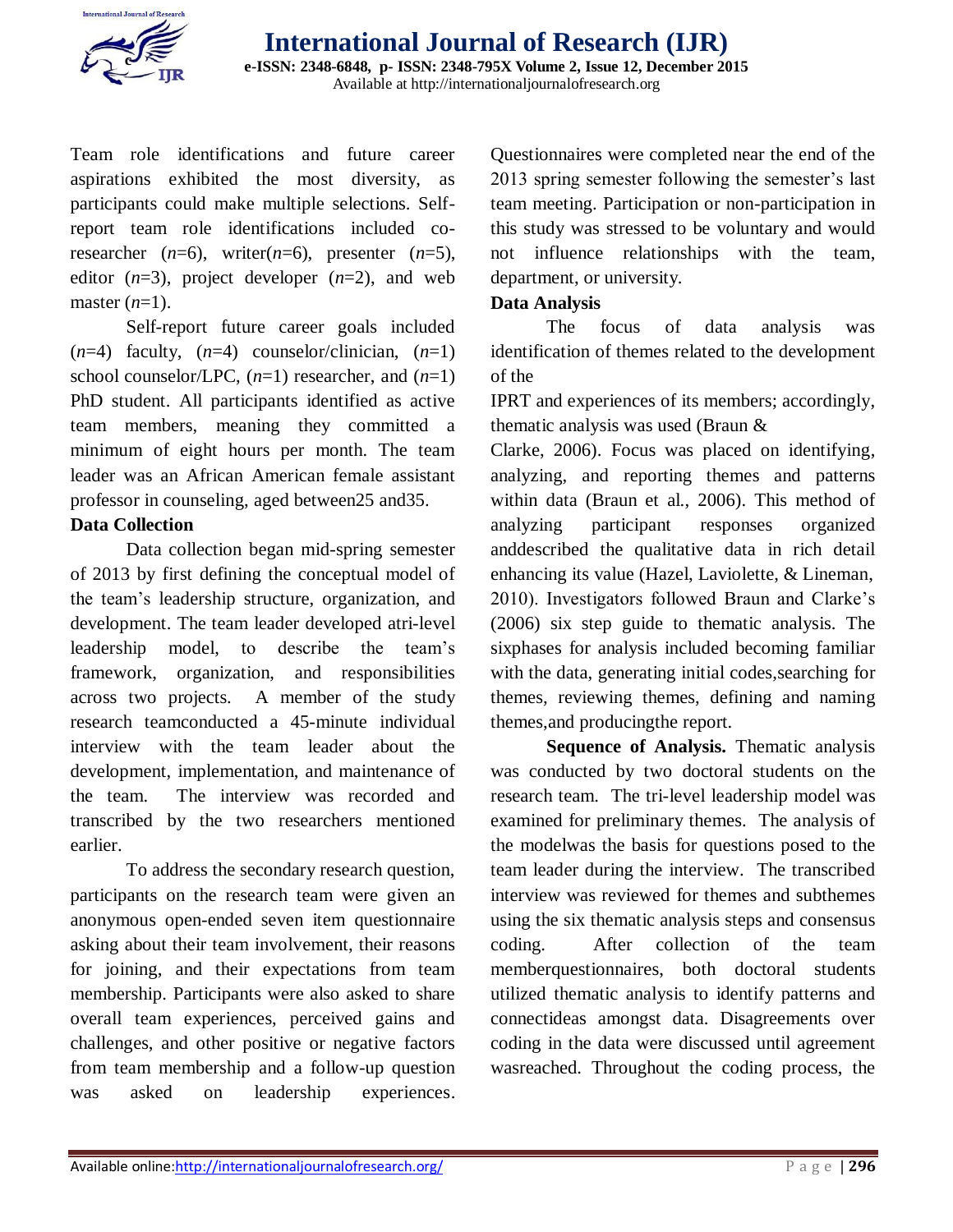Team role identifications and future career aspirations exhibited the most diversity, as participants could make multiple selections. Self-report team role identifications included co-researcher (*n*=6), writer(*n*=6), presenter (*n*=5), editor (*n*=3), project developer (*n*=2), and web master (*n*=1).

Self-report future career goals included (*n*=4) faculty, (*n*=4) counselor/clinician, (*n*=1) school counselor/LPC, (*n*=1) researcher, and (*n*=1) PhD student. All participants identified as active team members, meaning they committed a minimum of eight hours per month. The team leader was an African American female assistant professor in counseling, aged between25 and35.

**Data Collection**

Data collection began mid-spring semester of 2013 by first defining the conceptual model of the team's leadership structure, organization, and development. The team leader developed atri-level leadership model, to describe the team's framework, organization, and responsibilities across two projects. A member of the study research teamconducted a 45-minute individual interview with the team leader about the development, implementation, and maintenance of the team. The interview was recorded and transcribed by the two researchers mentioned earlier.

To address the secondary research question, participants on the research team were given an anonymous open-ended seven item questionnaire asking about their team involvement, their reasons for joining, and their expectations from team membership. Participants were also asked to share overall team experiences, perceived gains and challenges, and other positive or negative factors from team membership and a follow-up question was asked on leadership experiences. Questionnaires were completed near the end of the 2013 spring semester following the semester's last team meeting. Participation or non-participation in this study was stressed to be voluntary and would not influence relationships with the team, department, or university.

**Data Analysis**

The focus of data analysis was identification of themes related to the development of the

IPRT and experiences of its members; accordingly, thematic analysis was used (Braun &

Clarke, 2006). Focus was placed on identifying, analyzing, and reporting themes and patterns within data (Braun et al., 2006). This method of analyzing participant responses organized anddescribed the qualitative data in rich detail enhancing its value (Hazel, Laviolette, & Lineman, 2010). Investigators followed Braun and Clarke's (2006) six step guide to thematic analysis. The sixphases for analysis included becoming familiar with the data, generating initial codes,searching for themes, reviewing themes, defining and naming themes,and producingthe report.

**Sequence of Analysis.** Thematic analysis was conducted by two doctoral students on the research team. The tri-level leadership model was examined for preliminary themes. The analysis of the modelwas the basis for questions posed to the team leader during the interview. The transcribed interview was reviewed for themes and subthemes using the six thematic analysis steps and consensus coding. After collection of the team memberquestionnaires, both doctoral students utilized thematic analysis to identify patterns and connectideas amongst data. Disagreements over coding in the data were discussed until agreement wasreached. Throughout the coding process, the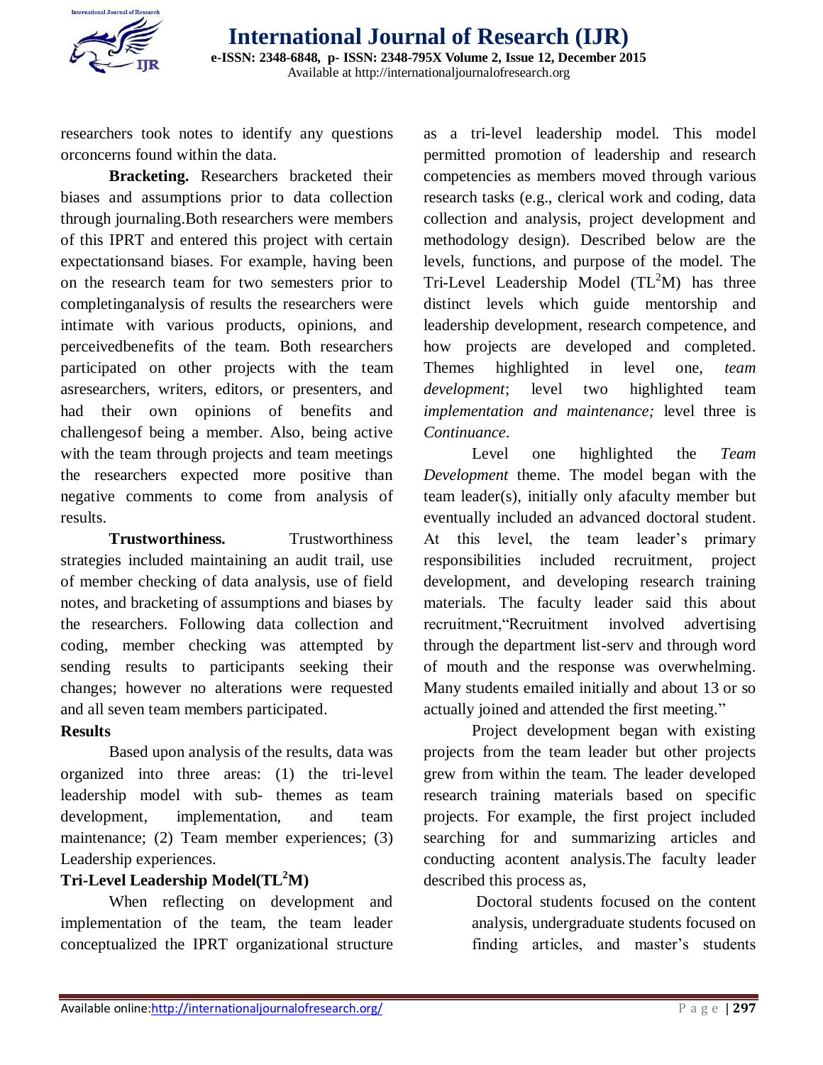researchers took notes to identify any questions orconcerns found within the data.

**Bracketing.** Researchers bracketed their biases and assumptions prior to data collection through journaling.Both researchers were members of this IPRT and entered this project with certain expectationsand biases. For example, having been on the research team for two semesters prior to completinganalysis of results the researchers were intimate with various products, opinions, and perceivedbenefits of the team. Both researchers participated on other projects with the team asresearchers, writers, editors, or presenters, and had their own opinions of benefits and challengesof being a member. Also, being active with the team through projects and team meetings the researchers expected more positive than negative comments to come from analysis of results.

**Trustworthiness.** Trustworthiness strategies included maintaining an audit trail, use of member checking of data analysis, use of field notes, and bracketing of assumptions and biases by the researchers. Following data collection and coding, member checking was attempted by sending results to participants seeking their changes; however no alterations were requested and all seven team members participated.

## Results

Based upon analysis of the results, data was organized into three areas: (1) the tri-level leadership model with sub- themes as team development, implementation, and team maintenance; (2) Team member experiences; (3) Leadership experiences.

### Tri-Level Leadership Model($TL^2M$)

When reflecting on development and implementation of the team, the team leader conceptualized the IPRT organizational structure as a tri-level leadership model. This model permitted promotion of leadership and research competencies as members moved through various research tasks (e.g., clerical work and coding, data collection and analysis, project development and methodology design). Described below are the levels, functions, and purpose of the model. The Tri-Level Leadership Model ($TL^2M$) has three distinct levels which guide mentorship and leadership development, research competence, and how projects are developed and completed. Themes highlighted in level one, *team development*; level two highlighted team *implementation and maintenance;* level three is *Continuance*.

Level one highlighted the *Team Development* theme. The model began with the team leader(s), initially only afaculty member but eventually included an advanced doctoral student. At this level, the team leader's primary responsibilities included recruitment, project development, and developing research training materials. The faculty leader said this about recruitment,"Recruitment involved advertising through the department list-serv and through word of mouth and the response was overwhelming. Many students emailed initially and about 13 or so actually joined and attended the first meeting."

Project development began with existing projects from the team leader but other projects grew from within the team. The leader developed research training materials based on specific projects. For example, the first project included searching for and summarizing articles and conducting acontent analysis.The faculty leader described this process as,

> Doctoral students focused on the content analysis, undergraduate students focused on finding articles, and master's students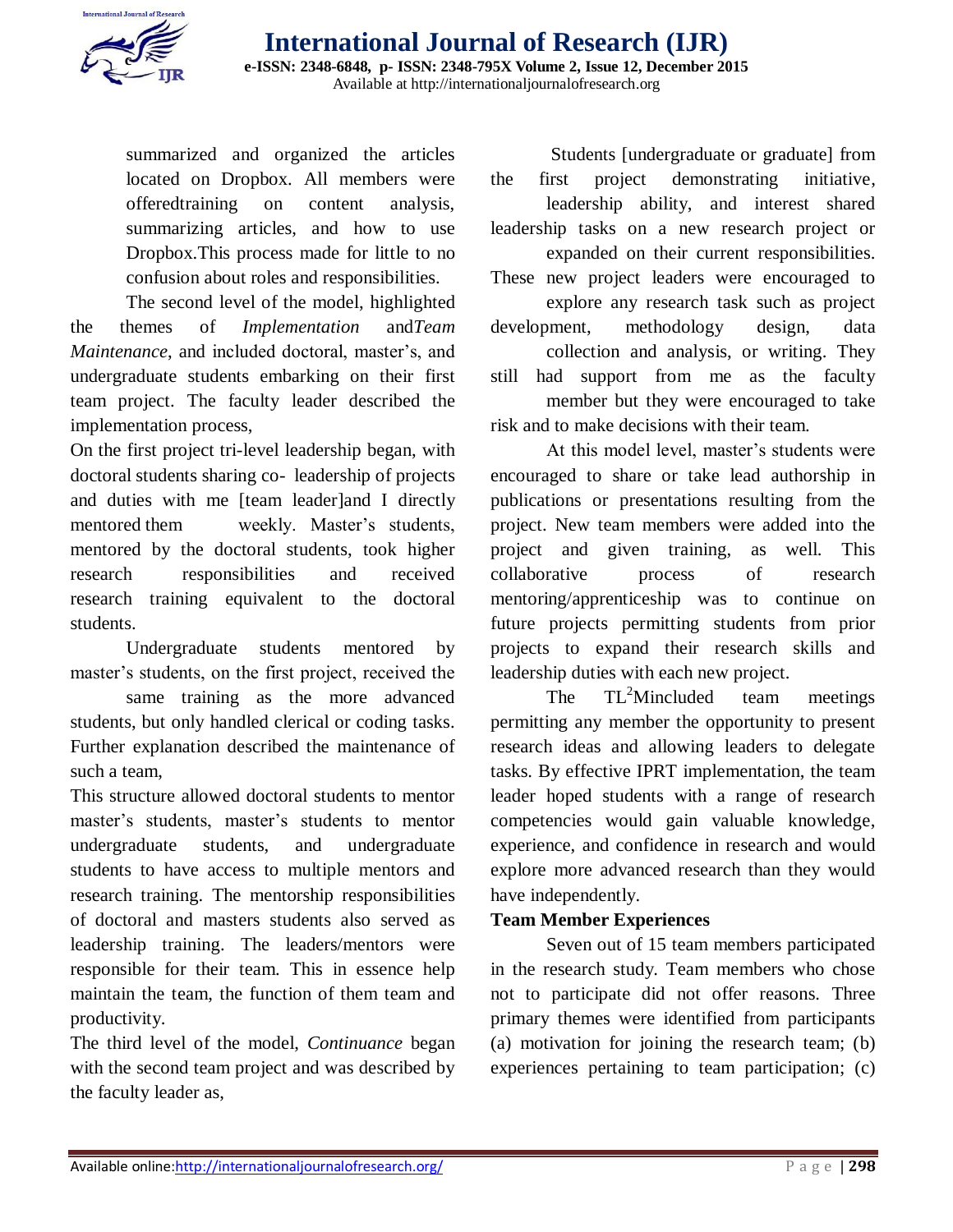summarized and organized the articles located on Dropbox. All members were offeredtraining on content analysis, summarizing articles, and how to use Dropbox.This process made for little to no confusion about roles and responsibilities.

The second level of the model, highlighted the themes of *Implementation* and*Team Maintenance*, and included doctoral, master's, and undergraduate students embarking on their first team project. The faculty leader described the implementation process,

On the first project tri-level leadership began, with doctoral students sharing co- leadership of projects and duties with me [team leader]and I directly mentored them weekly. Master's students, mentored by the doctoral students, took higher research responsibilities and received research training equivalent to the doctoral students.

Undergraduate students mentored by master's students, on the first project, received the same training as the more advanced students, but only handled clerical or coding tasks. Further explanation described the maintenance of such a team,

This structure allowed doctoral students to mentor master's students, master's students to mentor undergraduate students, and undergraduate students to have access to multiple mentors and research training. The mentorship responsibilities of doctoral and masters students also served as leadership training. The leaders/mentors were responsible for their team. This in essence help maintain the team, the function of them team and productivity.

The third level of the model, *Continuance* began with the second team project and was described by the faculty leader as,

Students [undergraduate or graduate] from the first project demonstrating initiative, leadership ability, and interest shared leadership tasks on a new research project or expanded on their current responsibilities. These new project leaders were encouraged to explore any research task such as project development, methodology design, data collection and analysis, or writing. They still had support from me as the faculty member but they were encouraged to take risk and to make decisions with their team.

At this model level, master's students were encouraged to share or take lead authorship in publications or presentations resulting from the project. New team members were added into the project and given training, as well. This collaborative process of research mentoring/apprenticeship was to continue on future projects permitting students from prior projects to expand their research skills and leadership duties with each new project.

The $TL^2M$included team meetings permitting any member the opportunity to present research ideas and allowing leaders to delegate tasks. By effective IPRT implementation, the team leader hoped students with a range of research competencies would gain valuable knowledge, experience, and confidence in research and would explore more advanced research than they would have independently.

**Team Member Experiences**

Seven out of 15 team members participated in the research study. Team members who chose not to participate did not offer reasons. Three primary themes were identified from participants (a) motivation for joining the research team; (b) experiences pertaining to team participation; (c)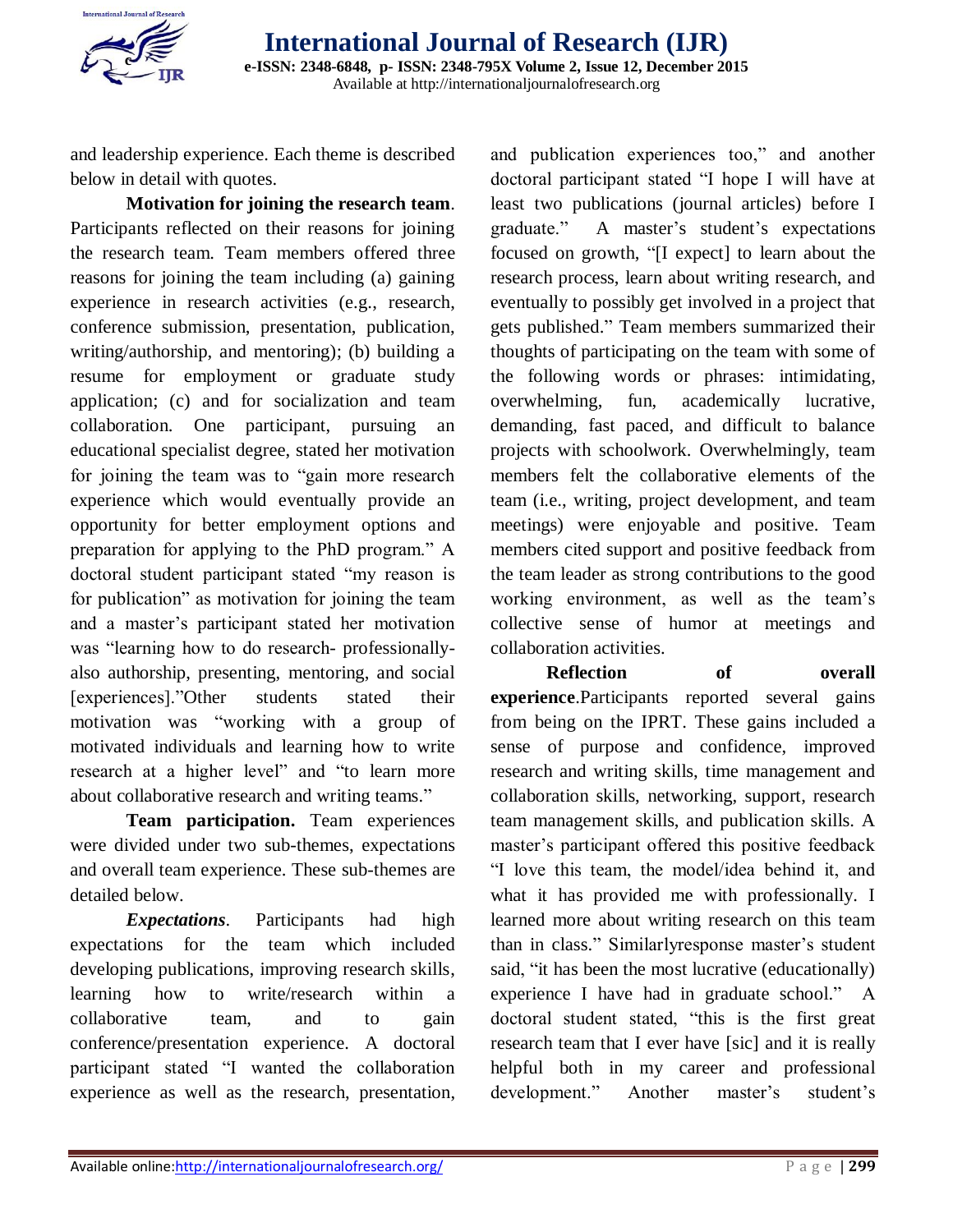and leadership experience. Each theme is described below in detail with quotes.

**Motivation for joining the research team**. Participants reflected on their reasons for joining the research team. Team members offered three reasons for joining the team including (a) gaining experience in research activities (e.g., research, conference submission, presentation, publication, writing/authorship, and mentoring); (b) building a resume for employment or graduate study application; (c) and for socialization and team collaboration. One participant, pursuing an educational specialist degree, stated her motivation for joining the team was to "gain more research experience which would eventually provide an opportunity for better employment options and preparation for applying to the PhD program." A doctoral student participant stated "my reason is for publication" as motivation for joining the team and a master's participant stated her motivation was "learning how to do research- professionally- also authorship, presenting, mentoring, and social [experiences]."Other students stated their motivation was "working with a group of motivated individuals and learning how to write research at a higher level" and "to learn more about collaborative research and writing teams."

**Team participation.** Team experiences were divided under two sub-themes, expectations and overall team experience. These sub-themes are detailed below.

***Expectations***. Participants had high expectations for the team which included developing publications, improving research skills, learning how to write/research within a collaborative team, and to gain conference/presentation experience. A doctoral participant stated "I wanted the collaboration experience as well as the research, presentation, and publication experiences too," and another doctoral participant stated "I hope I will have at least two publications (journal articles) before I graduate." A master's student's expectations focused on growth, "[I expect] to learn about the research process, learn about writing research, and eventually to possibly get involved in a project that gets published." Team members summarized their thoughts of participating on the team with some of the following words or phrases: intimidating, overwhelming, fun, academically lucrative, demanding, fast paced, and difficult to balance projects with schoolwork. Overwhelmingly, team members felt the collaborative elements of the team (i.e., writing, project development, and team meetings) were enjoyable and positive. Team members cited support and positive feedback from the team leader as strong contributions to the good working environment, as well as the team's collective sense of humor at meetings and collaboration activities.

**Reflection of overall experience**.Participants reported several gains from being on the IPRT. These gains included a sense of purpose and confidence, improved research and writing skills, time management and collaboration skills, networking, support, research team management skills, and publication skills. A master's participant offered this positive feedback "I love this team, the model/idea behind it, and what it has provided me with professionally. I learned more about writing research on this team than in class." Similarlyresponse master's student said, "it has been the most lucrative (educationally) experience I have had in graduate school." A doctoral student stated, "this is the first great research team that I ever have [sic] and it is really helpful both in my career and professional development." Another master's student's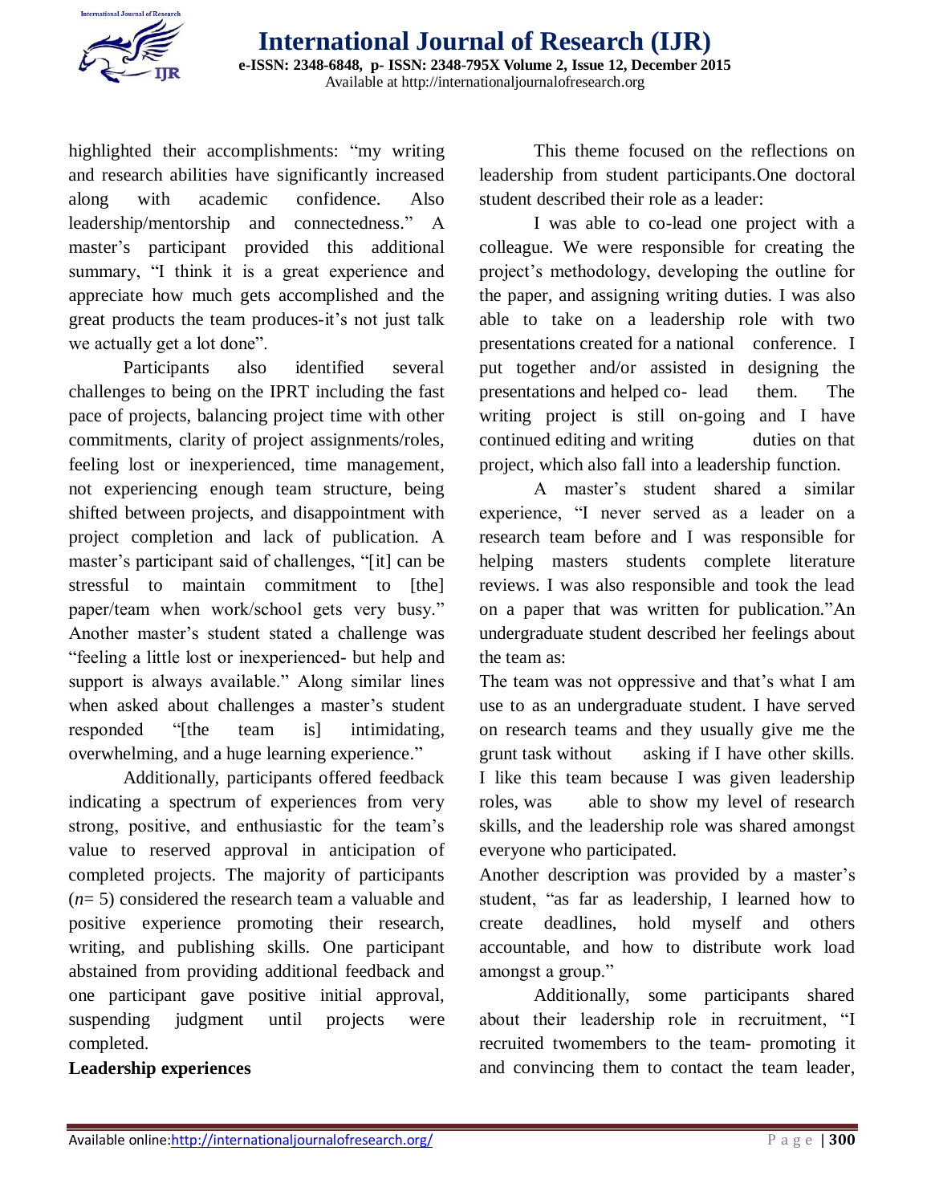highlighted their accomplishments: "my writing and research abilities have significantly increased along with academic confidence. Also leadership/mentorship and connectedness." A master's participant provided this additional summary, "I think it is a great experience and appreciate how much gets accomplished and the great products the team produces-it's not just talk we actually get a lot done".

Participants also identified several challenges to being on the IPRT including the fast pace of projects, balancing project time with other commitments, clarity of project assignments/roles, feeling lost or inexperienced, time management, not experiencing enough team structure, being shifted between projects, and disappointment with project completion and lack of publication. A master's participant said of challenges, "[it] can be stressful to maintain commitment to [the] paper/team when work/school gets very busy." Another master's student stated a challenge was "feeling a little lost or inexperienced- but help and support is always available." Along similar lines when asked about challenges a master's student responded "[the team is] intimidating, overwhelming, and a huge learning experience."

Additionally, participants offered feedback indicating a spectrum of experiences from very strong, positive, and enthusiastic for the team's value to reserved approval in anticipation of completed projects. The majority of participants (*n*= 5) considered the research team a valuable and positive experience promoting their research, writing, and publishing skills. One participant abstained from providing additional feedback and one participant gave positive initial approval, suspending judgment until projects were completed.

**Leadership experiences**

This theme focused on the reflections on leadership from student participants.One doctoral student described their role as a leader:

I was able to co-lead one project with a colleague. We were responsible for creating the project's methodology, developing the outline for the paper, and assigning writing duties. I was also able to take on a leadership role with two presentations created for a national conference. I put together and/or assisted in designing the presentations and helped co- lead them. The writing project is still on-going and I have continued editing and writing duties on that project, which also fall into a leadership function.

A master's student shared a similar experience, "I never served as a leader on a research team before and I was responsible for helping masters students complete literature reviews. I was also responsible and took the lead on a paper that was written for publication."An undergraduate student described her feelings about the team as:

The team was not oppressive and that's what I am use to as an undergraduate student. I have served on research teams and they usually give me the grunt task without asking if I have other skills. I like this team because I was given leadership roles, was able to show my level of research skills, and the leadership role was shared amongst everyone who participated.

Another description was provided by a master's student, "as far as leadership, I learned how to create deadlines, hold myself and others accountable, and how to distribute work load amongst a group."

Additionally, some participants shared about their leadership role in recruitment, "I recruited twomembers to the team- promoting it and convincing them to contact the team leader,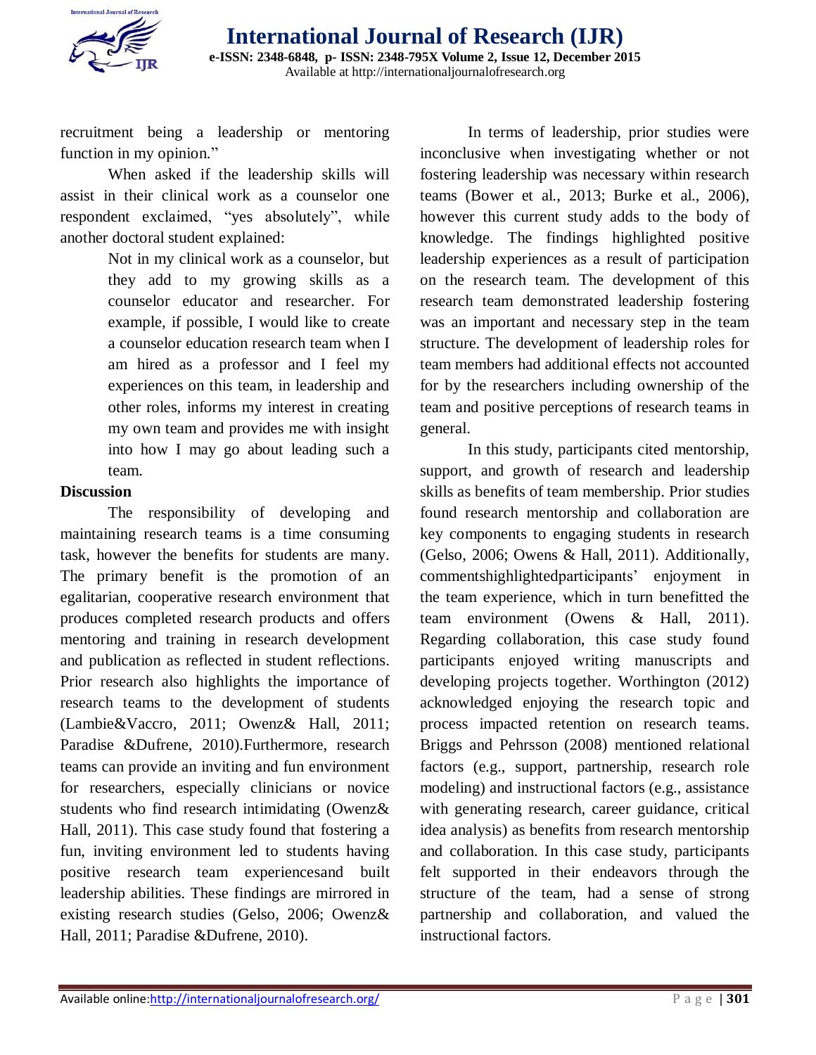recruitment being a leadership or mentoring function in my opinion."

When asked if the leadership skills will assist in their clinical work as a counselor one respondent exclaimed, "yes absolutely", while another doctoral student explained:

> Not in my clinical work as a counselor, but they add to my growing skills as a counselor educator and researcher. For example, if possible, I would like to create a counselor education research team when I am hired as a professor and I feel my experiences on this team, in leadership and other roles, informs my interest in creating my own team and provides me with insight into how I may go about leading such a team.

**Discussion**

The responsibility of developing and maintaining research teams is a time consuming task, however the benefits for students are many. The primary benefit is the promotion of an egalitarian, cooperative research environment that produces completed research products and offers mentoring and training in research development and publication as reflected in student reflections. Prior research also highlights the importance of research teams to the development of students (Lambie&Vaccro, 2011; Owenz& Hall, 2011; Paradise &Dufrene, 2010).Furthermore, research teams can provide an inviting and fun environment for researchers, especially clinicians or novice students who find research intimidating (Owenz& Hall, 2011). This case study found that fostering a fun, inviting environment led to students having positive research team experiencesand built leadership abilities. These findings are mirrored in existing research studies (Gelso, 2006; Owenz& Hall, 2011; Paradise &Dufrene, 2010).

In terms of leadership, prior studies were inconclusive when investigating whether or not fostering leadership was necessary within research teams (Bower et al., 2013; Burke et al., 2006), however this current study adds to the body of knowledge. The findings highlighted positive leadership experiences as a result of participation on the research team. The development of this research team demonstrated leadership fostering was an important and necessary step in the team structure. The development of leadership roles for team members had additional effects not accounted for by the researchers including ownership of the team and positive perceptions of research teams in general.

In this study, participants cited mentorship, support, and growth of research and leadership skills as benefits of team membership. Prior studies found research mentorship and collaboration are key components to engaging students in research (Gelso, 2006; Owens & Hall, 2011). Additionally, commentshighlightedparticipants' enjoyment in the team experience, which in turn benefitted the team environment (Owens & Hall, 2011). Regarding collaboration, this case study found participants enjoyed writing manuscripts and developing projects together. Worthington (2012) acknowledged enjoying the research topic and process impacted retention on research teams. Briggs and Pehrsson (2008) mentioned relational factors (e.g., support, partnership, research role modeling) and instructional factors (e.g., assistance with generating research, career guidance, critical idea analysis) as benefits from research mentorship and collaboration. In this case study, participants felt supported in their endeavors through the structure of the team, had a sense of strong partnership and collaboration, and valued the instructional factors.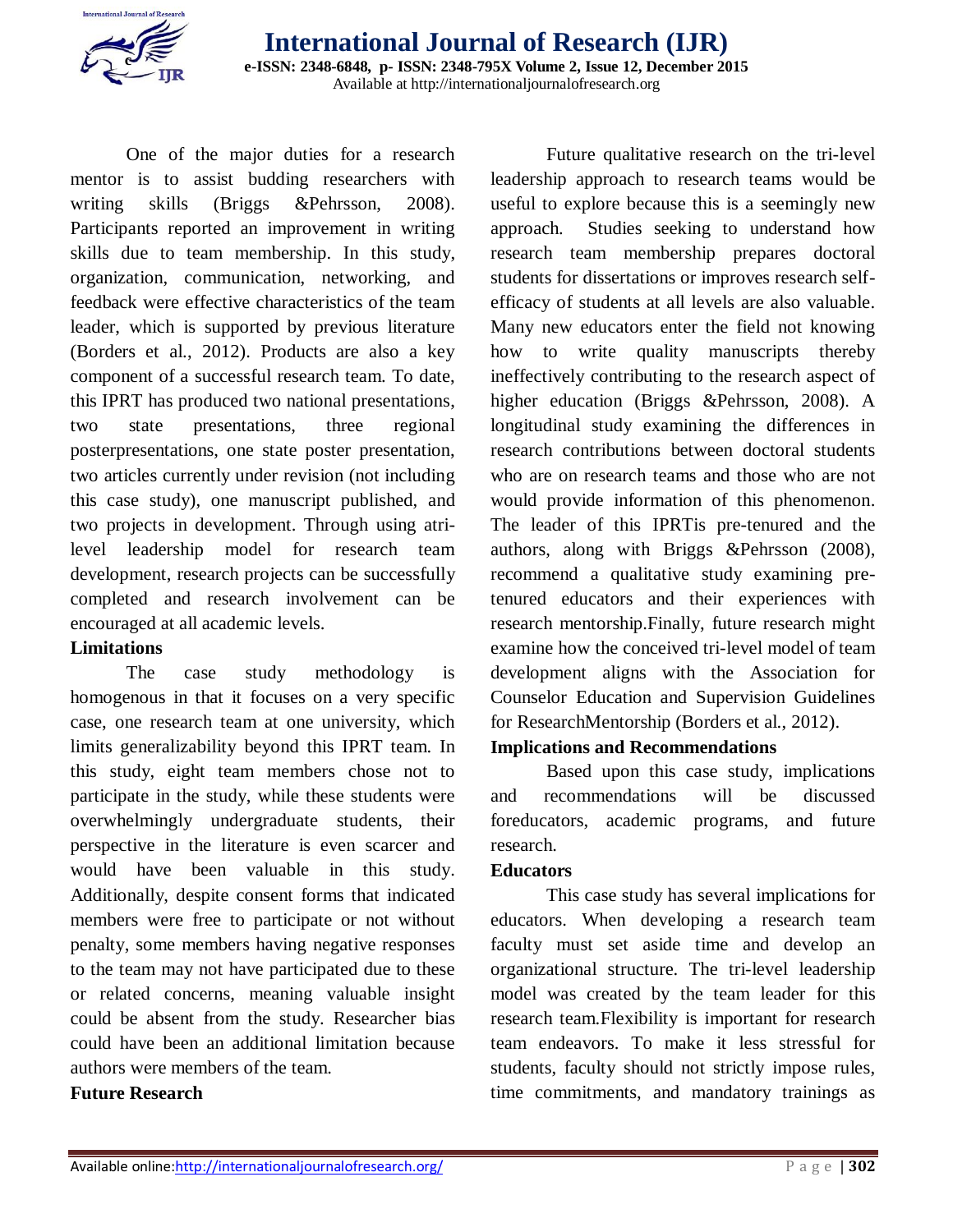One of the major duties for a research mentor is to assist budding researchers with writing skills (Briggs &Pehrsson, 2008). Participants reported an improvement in writing skills due to team membership. In this study, organization, communication, networking, and feedback were effective characteristics of the team leader, which is supported by previous literature (Borders et al., 2012). Products are also a key component of a successful research team. To date, this IPRT has produced two national presentations, two state presentations, three regional posterpresentations, one state poster presentation, two articles currently under revision (not including this case study), one manuscript published, and two projects in development. Through using atri-level leadership model for research team development, research projects can be successfully completed and research involvement can be encouraged at all academic levels.

**Limitations**

The case study methodology is homogenous in that it focuses on a very specific case, one research team at one university, which limits generalizability beyond this IPRT team. In this study, eight team members chose not to participate in the study, while these students were overwhelmingly undergraduate students, their perspective in the literature is even scarcer and would have been valuable in this study. Additionally, despite consent forms that indicated members were free to participate or not without penalty, some members having negative responses to the team may not have participated due to these or related concerns, meaning valuable insight could be absent from the study. Researcher bias could have been an additional limitation because authors were members of the team.

**Future Research**

Future qualitative research on the tri-level leadership approach to research teams would be useful to explore because this is a seemingly new approach. Studies seeking to understand how research team membership prepares doctoral students for dissertations or improves research self-efficacy of students at all levels are also valuable. Many new educators enter the field not knowing how to write quality manuscripts thereby ineffectively contributing to the research aspect of higher education (Briggs &Pehrsson, 2008). A longitudinal study examining the differences in research contributions between doctoral students who are on research teams and those who are not would provide information of this phenomenon. The leader of this IPRTis pre-tenured and the authors, along with Briggs &Pehrsson (2008), recommend a qualitative study examining pre-tenured educators and their experiences with research mentorship.Finally, future research might examine how the conceived tri-level model of team development aligns with the Association for Counselor Education and Supervision Guidelines for ResearchMentorship (Borders et al., 2012).

**Implications and Recommendations**

Based upon this case study, implications and recommendations will be discussed foreducators, academic programs, and future research.

**Educators**

This case study has several implications for educators. When developing a research team faculty must set aside time and develop an organizational structure. The tri-level leadership model was created by the team leader for this research team.Flexibility is important for research team endeavors. To make it less stressful for students, faculty should not strictly impose rules, time commitments, and mandatory trainings as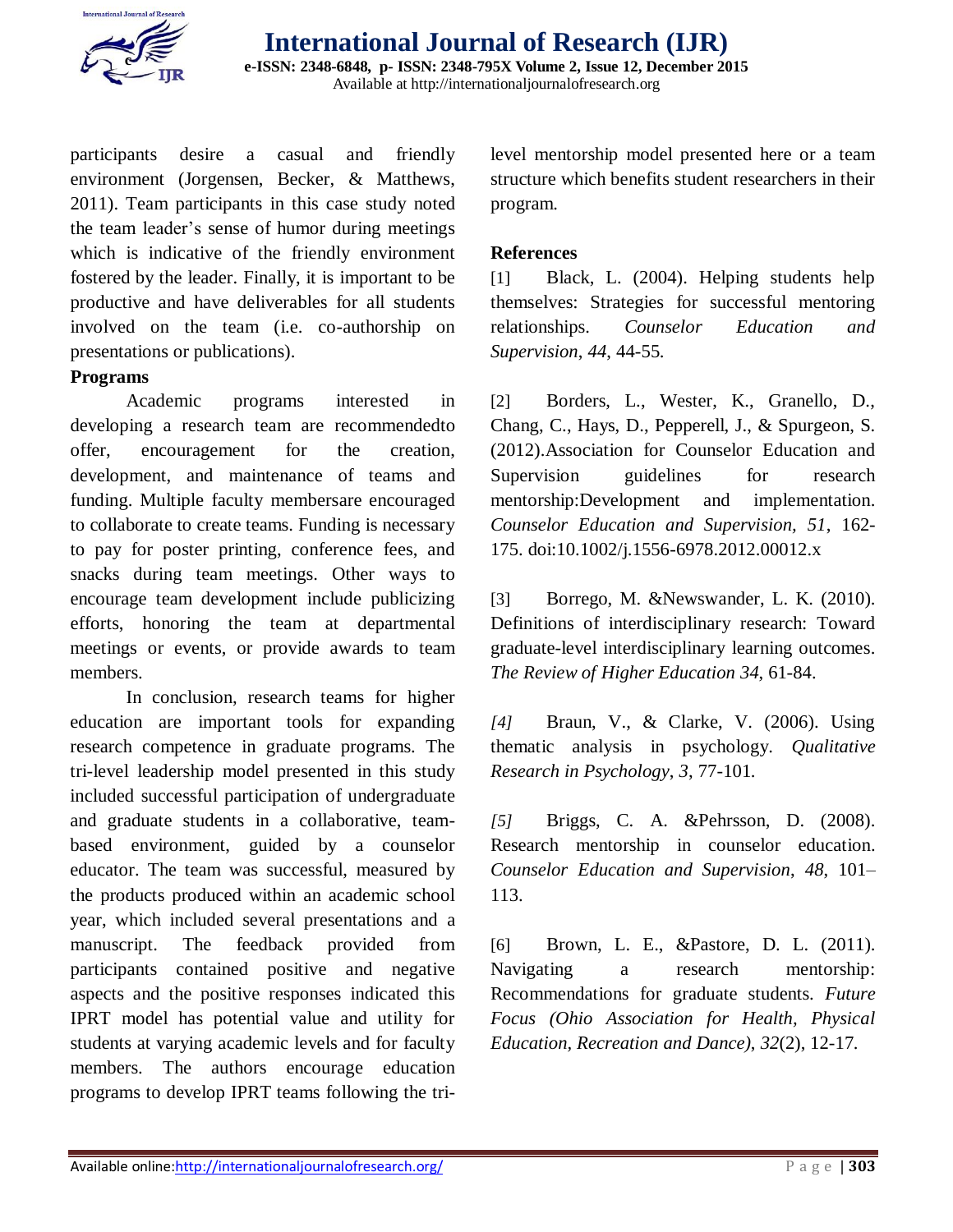participants desire a casual and friendly environment (Jorgensen, Becker, & Matthews, 2011). Team participants in this case study noted the team leader's sense of humor during meetings which is indicative of the friendly environment fostered by the leader. Finally, it is important to be productive and have deliverables for all students involved on the team (i.e. co-authorship on presentations or publications).

**Programs**

Academic programs interested in developing a research team are recommendedto offer, encouragement for the creation, development, and maintenance of teams and funding. Multiple faculty membersare encouraged to collaborate to create teams. Funding is necessary to pay for poster printing, conference fees, and snacks during team meetings. Other ways to encourage team development include publicizing efforts, honoring the team at departmental meetings or events, or provide awards to team members.

In conclusion, research teams for higher education are important tools for expanding research competence in graduate programs. The tri-level leadership model presented in this study included successful participation of undergraduate and graduate students in a collaborative, team-based environment, guided by a counselor educator. The team was successful, measured by the products produced within an academic school year, which included several presentations and a manuscript. The feedback provided from participants contained positive and negative aspects and the positive responses indicated this IPRT model has potential value and utility for students at varying academic levels and for faculty members. The authors encourage education programs to develop IPRT teams following the tri-level mentorship model presented here or a team structure which benefits student researchers in their program.

**References**

[1] Black, L. (2004). Helping students help themselves: Strategies for successful mentoring relationships. *Counselor Education and Supervision*, *44*, 44-55.

[2] Borders, L., Wester, K., Granello, D., Chang, C., Hays, D., Pepperell, J., & Spurgeon, S. (2012).Association for Counselor Education and Supervision guidelines for research mentorship:Development and implementation. *Counselor Education and Supervision*, *51*, 162-175. doi:10.1002/j.1556-6978.2012.00012.x

[3] Borrego, M. &Newswander, L. K. (2010). Definitions of interdisciplinary research: Toward graduate-level interdisciplinary learning outcomes. *The Review of Higher Education 34*, 61-84.

*[4]* Braun, V., & Clarke, V. (2006). Using thematic analysis in psychology. *Qualitative Research in Psychology*, *3*, 77-101.

*[5]* Briggs, C. A. &Pehrsson, D. (2008). Research mentorship in counselor education. *Counselor Education and Supervision*, *48*, 101–113.

[6] Brown, L. E., &Pastore, D. L. (2011). Navigating a research mentorship: Recommendations for graduate students. *Future Focus (Ohio Association for Health, Physical Education, Recreation and Dance)*, *32*(2), 12-17.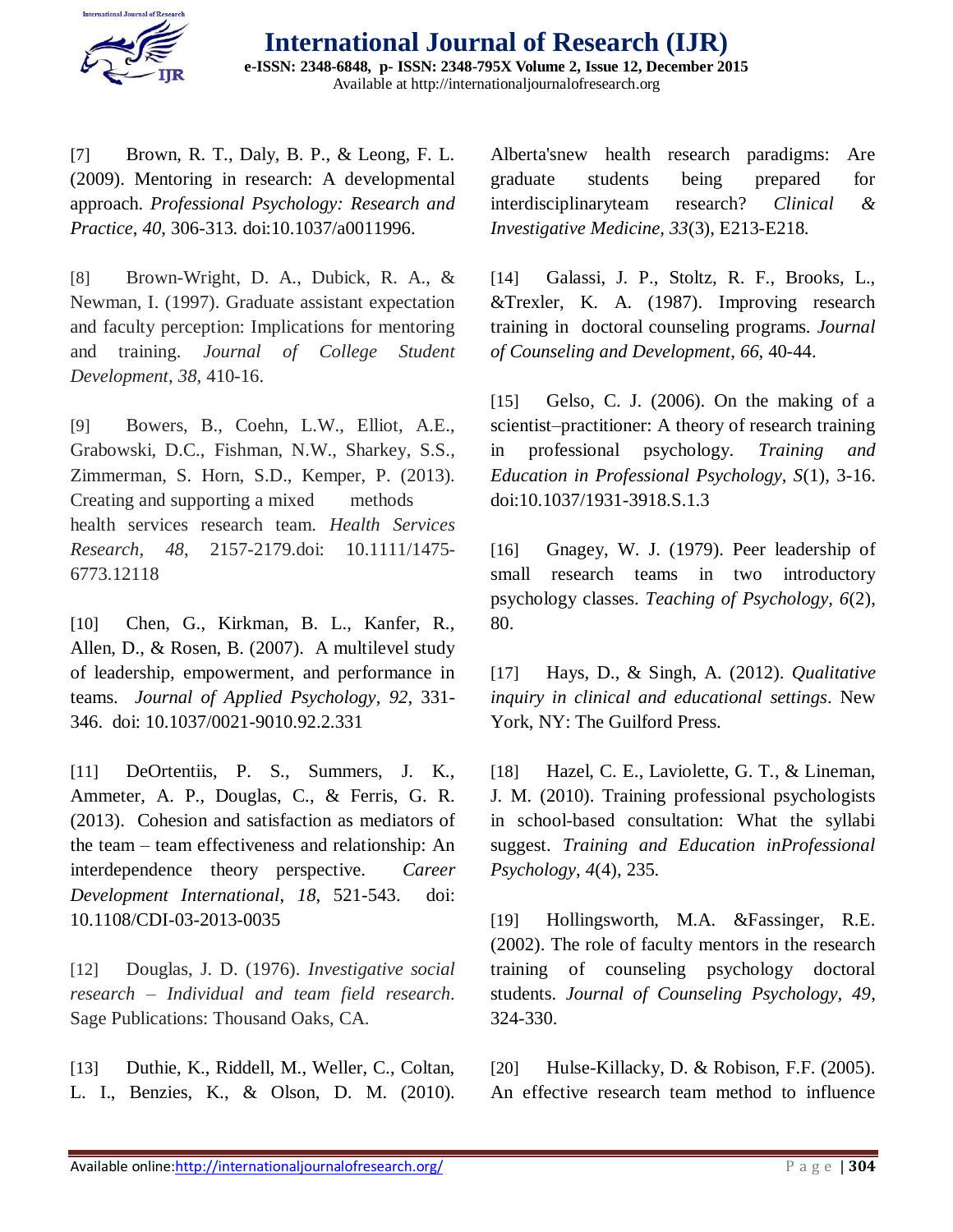[7] Brown, R. T., Daly, B. P., & Leong, F. L. (2009). Mentoring in research: A developmental approach. *Professional Psychology: Research and Practice*, *40*, 306-313. doi:10.1037/a0011996.

[8] Brown-Wright, D. A., Dubick, R. A., & Newman, I. (1997). Graduate assistant expectation and faculty perception: Implications for mentoring and training. *Journal of College Student Development*, *38*, 410-16.

[9] Bowers, B., Coehn, L.W., Elliot, A.E., Grabowski, D.C., Fishman, N.W., Sharkey, S.S., Zimmerman, S. Horn, S.D., Kemper, P. (2013). Creating and supporting a mixed methods health services research team. *Health Services Research*, *48*, 2157-2179.doi: 10.1111/1475-6773.12118

[10] Chen, G., Kirkman, B. L., Kanfer, R., Allen, D., & Rosen, B. (2007). A multilevel study of leadership, empowerment, and performance in teams. *Journal of Applied Psychology*, *92*, 331-346. doi: 10.1037/0021-9010.92.2.331

[11] DeOrtentiis, P. S., Summers, J. K., Ammeter, A. P., Douglas, C., & Ferris, G. R. (2013). Cohesion and satisfaction as mediators of the team – team effectiveness and relationship: An interdependence theory perspective. *Career Development International*, *18*, 521-543. doi: 10.1108/CDI-03-2013-0035

[12] Douglas, J. D. (1976). *Investigative social research – Individual and team field research.* Sage Publications: Thousand Oaks, CA.

[13] Duthie, K., Riddell, M., Weller, C., Coltan, L. I., Benzies, K., & Olson, D. M. (2010). Alberta'snew health research paradigms: Are graduate students being prepared for interdisciplinaryteam research? *Clinical & Investigative Medicine, 33*(3), E213-E218.

[14] Galassi, J. P., Stoltz, R. F., Brooks, L., &Trexler, K. A. (1987). Improving research training in doctoral counseling programs. *Journal of Counseling and Development*, *66*, 40-44.

[15] Gelso, C. J. (2006). On the making of a scientist–practitioner: A theory of research training in professional psychology. *Training and Education in Professional Psychology*, *S*(1), 3-16. doi:10.1037/1931-3918.S.1.3

[16] Gnagey, W. J. (1979). Peer leadership of small research teams in two introductory psychology classes. *Teaching of Psychology*, *6*(2), 80.

[17] Hays, D., & Singh, A. (2012). *Qualitative inquiry in clinical and educational settings*. New York, NY: The Guilford Press.

[18] Hazel, C. E., Laviolette, G. T., & Lineman, J. M. (2010). Training professional psychologists in school-based consultation: What the syllabi suggest. *Training and Education inProfessional Psychology*, *4*(4), 235.

[19] Hollingsworth, M.A. &Fassinger, R.E. (2002). The role of faculty mentors in the research training of counseling psychology doctoral students. *Journal of Counseling Psychology*, *49*, 324-330.

[20] Hulse-Killacky, D. & Robison, F.F. (2005). An effective research team method to influence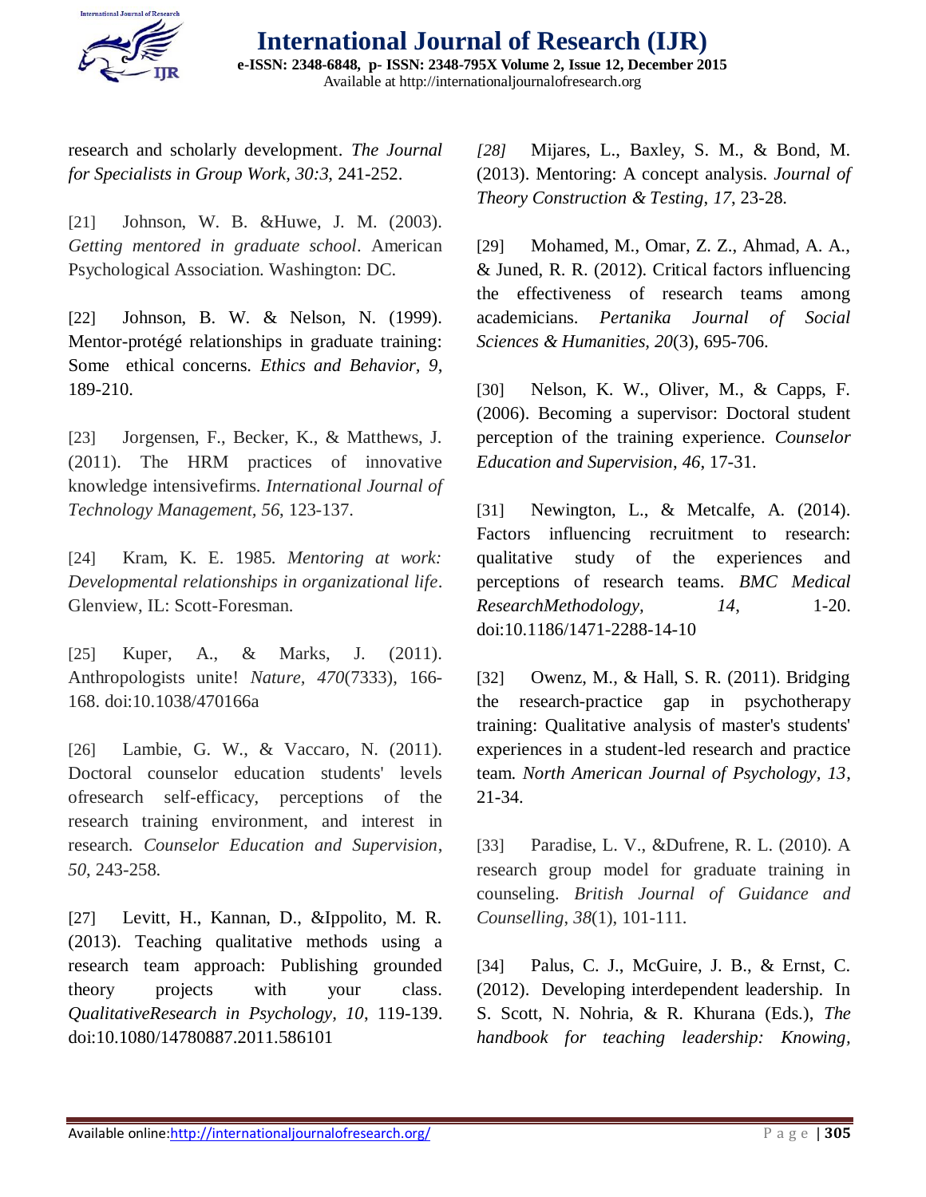research and scholarly development. *The Journal for Specialists in Group Work*, *30:3*, 241-252.

[21] Johnson, W. B. &Huwe, J. M. (2003). *Getting mentored in graduate school*. American Psychological Association. Washington: DC.

[22] Johnson, B. W. & Nelson, N. (1999). Mentor-protégé relationships in graduate training: Some ethical concerns. *Ethics and Behavior, 9*, 189-210.

[23] Jorgensen, F., Becker, K., & Matthews, J. (2011). The HRM practices of innovative knowledge intensivefirms. *International Journal of Technology Management*, *56*, 123-137.

[24] Kram, K. E. 1985. *Mentoring at work: Developmental relationships in organizational life*. Glenview, IL: Scott-Foresman.

[25] Kuper, A., & Marks, J. (2011). Anthropologists unite! *Nature*, *470*(7333), 166-168. doi:10.1038/470166a

[26] Lambie, G. W., & Vaccaro, N. (2011). Doctoral counselor education students' levels ofresearch self-efficacy, perceptions of the research training environment, and interest in research. *Counselor Education and Supervision*, *50*, 243-258.

[27] Levitt, H., Kannan, D., &Ippolito, M. R. (2013). Teaching qualitative methods using a research team approach: Publishing grounded theory projects with your class. *QualitativeResearch in Psychology*, *10*, 119-139. doi:10.1080/14780887.2011.586101

*[28]* Mijares, L., Baxley, S. M., & Bond, M. (2013). Mentoring: A concept analysis. *Journal of Theory Construction & Testing*, *17*, 23-28.

[29] Mohamed, M., Omar, Z. Z., Ahmad, A. A., & Juned, R. R. (2012). Critical factors influencing the effectiveness of research teams among academicians. *Pertanika Journal of Social Sciences & Humanities*, *20*(3), 695-706.

[30] Nelson, K. W., Oliver, M., & Capps, F. (2006). Becoming a supervisor: Doctoral student perception of the training experience. *Counselor Education and Supervision*, *46*, 17-31.

[31] Newington, L., & Metcalfe, A. (2014). Factors influencing recruitment to research: qualitative study of the experiences and perceptions of research teams. *BMC Medical ResearchMethodology*, *14*, 1-20. doi:10.1186/1471-2288-14-10

[32] Owenz, M., & Hall, S. R. (2011). Bridging the research-practice gap in psychotherapy training: Qualitative analysis of master's students' experiences in a student-led research and practice team. *North American Journal of Psychology*, *13*, 21-34.

[33] Paradise, L. V., &Dufrene, R. L. (2010). A research group model for graduate training in counseling. *British Journal of Guidance and Counselling*, *38*(1), 101-111.

[34] Palus, C. J., McGuire, J. B., & Ernst, C. (2012). Developing interdependent leadership. In S. Scott, N. Nohria, & R. Khurana (Eds.), *The handbook for teaching leadership: Knowing,*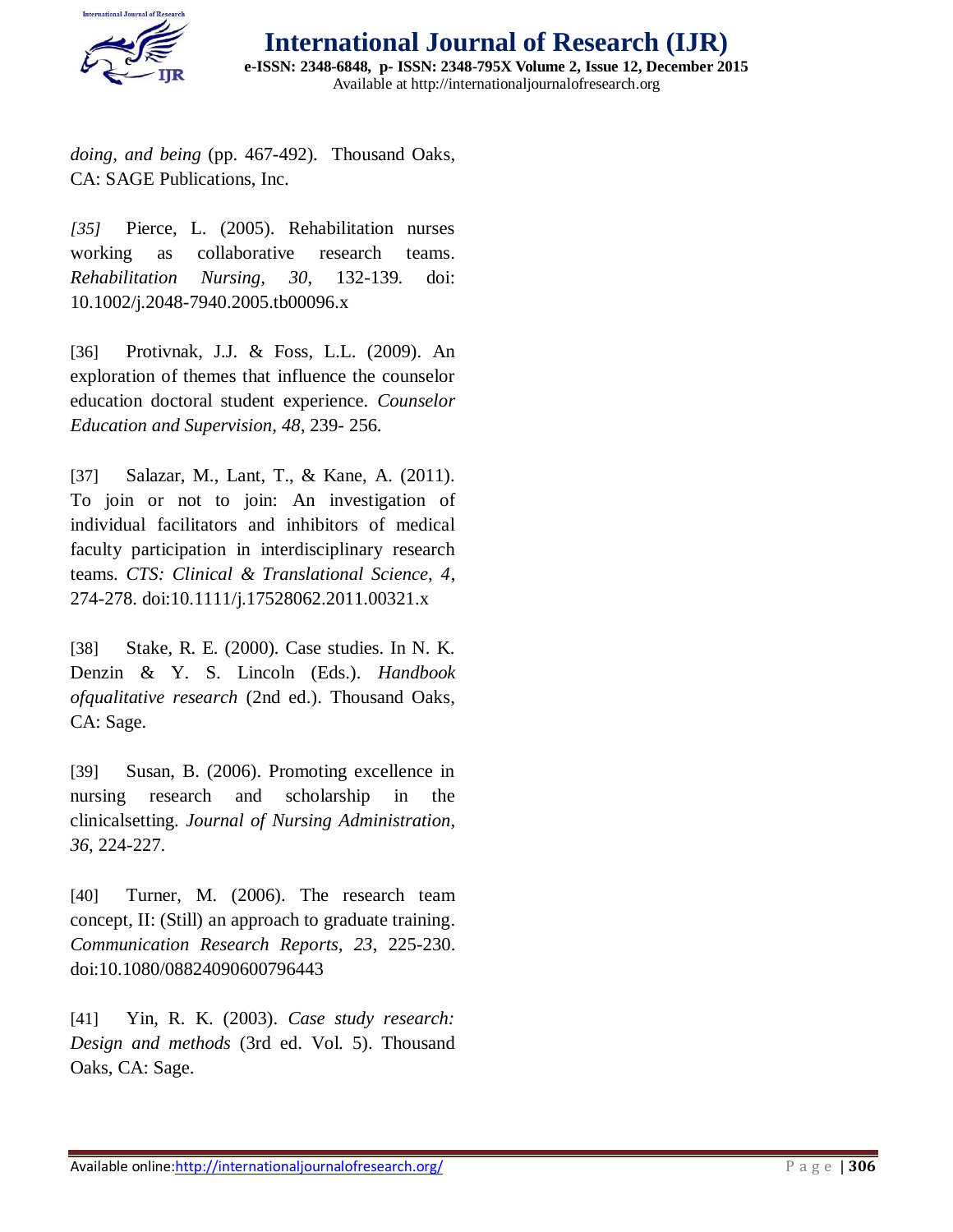*doing, and being* (pp. 467-492). Thousand Oaks, CA: SAGE Publications, Inc.

*[35]* Pierce, L. (2005). Rehabilitation nurses working as collaborative research teams. *Rehabilitation Nursing, 30*, 132-139. doi: 10.1002/j.2048-7940.2005.tb00096.x

[36] Protivnak, J.J. & Foss, L.L. (2009). An exploration of themes that influence the counselor education doctoral student experience. *Counselor Education and Supervision, 48*, 239- 256.

[37] Salazar, M., Lant, T., & Kane, A. (2011). To join or not to join: An investigation of individual facilitators and inhibitors of medical faculty participation in interdisciplinary research teams. *CTS: Clinical & Translational Science, 4*, 274-278. doi:10.1111/j.17528062.2011.00321.x

[38] Stake, R. E. (2000). Case studies. In N. K. Denzin & Y. S. Lincoln (Eds.). *Handbook ofqualitative research* (2nd ed.). Thousand Oaks, CA: Sage.

[39] Susan, B. (2006). Promoting excellence in nursing research and scholarship in the clinicalsetting. *Journal of Nursing Administration, 36*, 224-227.

[40] Turner, M. (2006). The research team concept, II: (Still) an approach to graduate training. *Communication Research Reports, 23*, 225-230. doi:10.1080/08824090600796443

[41] Yin, R. K. (2003). *Case study research: Design and methods* (3rd ed. Vol. 5). Thousand Oaks, CA: Sage.